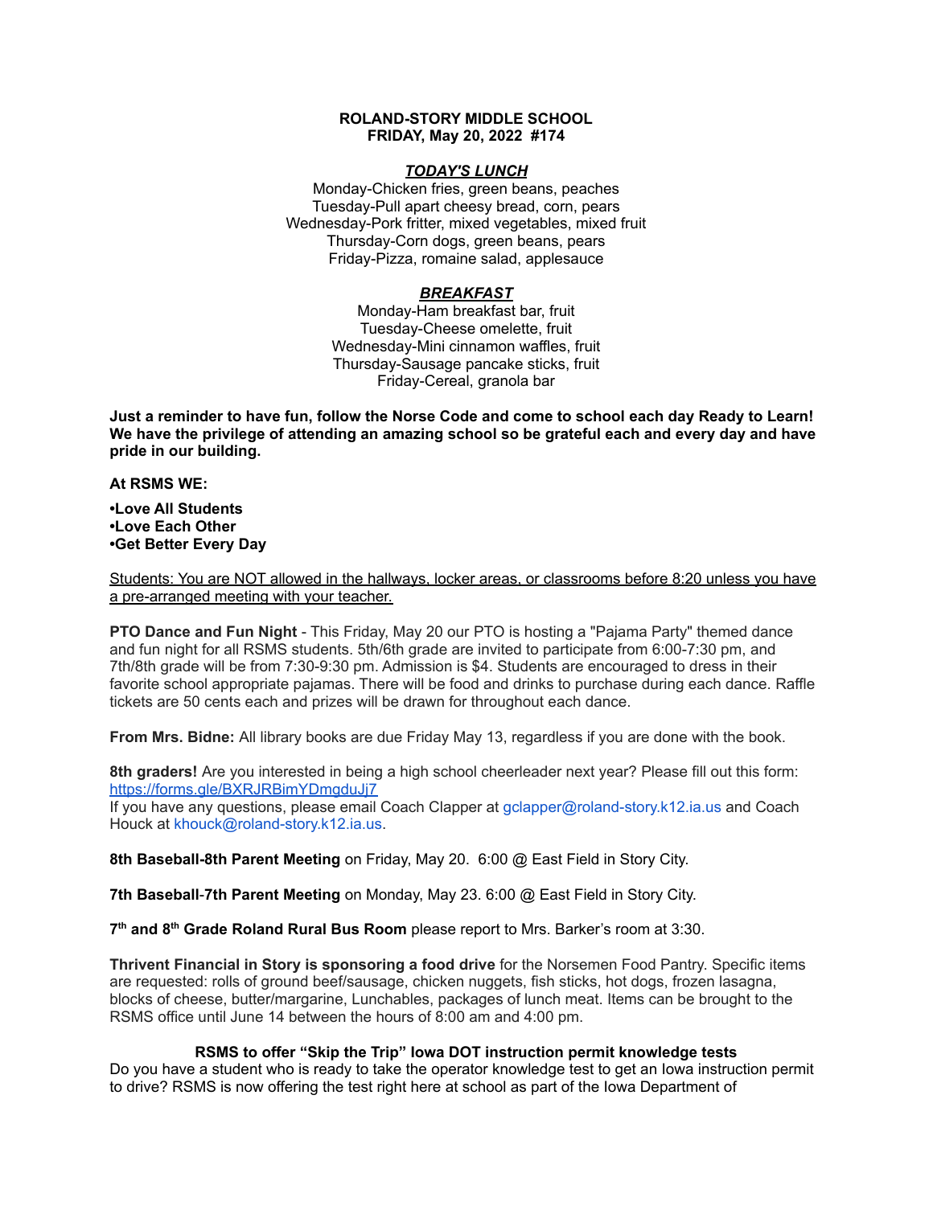**ROLAND-STORY MIDDLE SCHOOL**
**FRIDAY, May 20, 2022 #174**

***TODAY'S LUNCH***

Monday-Chicken fries, green beans, peaches
Tuesday-Pull apart cheesy bread, corn, pears
Wednesday-Pork fritter, mixed vegetables, mixed fruit
Thursday-Corn dogs, green beans, pears
Friday-Pizza, romaine salad, applesauce

***BREAKFAST***

Monday-Ham breakfast bar, fruit
Tuesday-Cheese omelette, fruit
Wednesday-Mini cinnamon waffles, fruit
Thursday-Sausage pancake sticks, fruit
Friday-Cereal, granola bar

**Just a reminder to have fun, follow the Norse Code and come to school each day Ready to Learn! We have the privilege of attending an amazing school so be grateful each and every day and have pride in our building.**

**At RSMS WE:**

**•Love All Students**
**•Love Each Other**
**•Get Better Every Day**

Students: You are NOT allowed in the hallways, locker areas, or classrooms before 8:20 unless you have a pre-arranged meeting with your teacher.

**PTO Dance and Fun Night** - This Friday, May 20 our PTO is hosting a "Pajama Party" themed dance and fun night for all RSMS students. 5th/6th grade are invited to participate from 6:00-7:30 pm, and 7th/8th grade will be from 7:30-9:30 pm. Admission is $4. Students are encouraged to dress in their favorite school appropriate pajamas. There will be food and drinks to purchase during each dance. Raffle tickets are 50 cents each and prizes will be drawn for throughout each dance.

**From Mrs. Bidne:** All library books are due Friday May 13, regardless if you are done with the book.

**8th graders!** Are you interested in being a high school cheerleader next year? Please fill out this form: https://forms.gle/BXRJRBimYDmgduJj7
If you have any questions, please email Coach Clapper at gclapper@roland-story.k12.ia.us and Coach Houck at khouck@roland-story.k12.ia.us.

**8th Baseball-8th Parent Meeting** on Friday, May 20. 6:00 @ East Field in Story City.

**7th Baseball-7th Parent Meeting** on Monday, May 23. 6:00 @ East Field in Story City.

**7th and 8th Grade Roland Rural Bus Room** please report to Mrs. Barker's room at 3:30.

**Thrivent Financial in Story is sponsoring a food drive** for the Norsemen Food Pantry. Specific items are requested: rolls of ground beef/sausage, chicken nuggets, fish sticks, hot dogs, frozen lasagna, blocks of cheese, butter/margarine, Lunchables, packages of lunch meat. Items can be brought to the RSMS office until June 14 between the hours of 8:00 am and 4:00 pm.

**RSMS to offer "Skip the Trip" Iowa DOT instruction permit knowledge tests**

Do you have a student who is ready to take the operator knowledge test to get an Iowa instruction permit to drive? RSMS is now offering the test right here at school as part of the Iowa Department of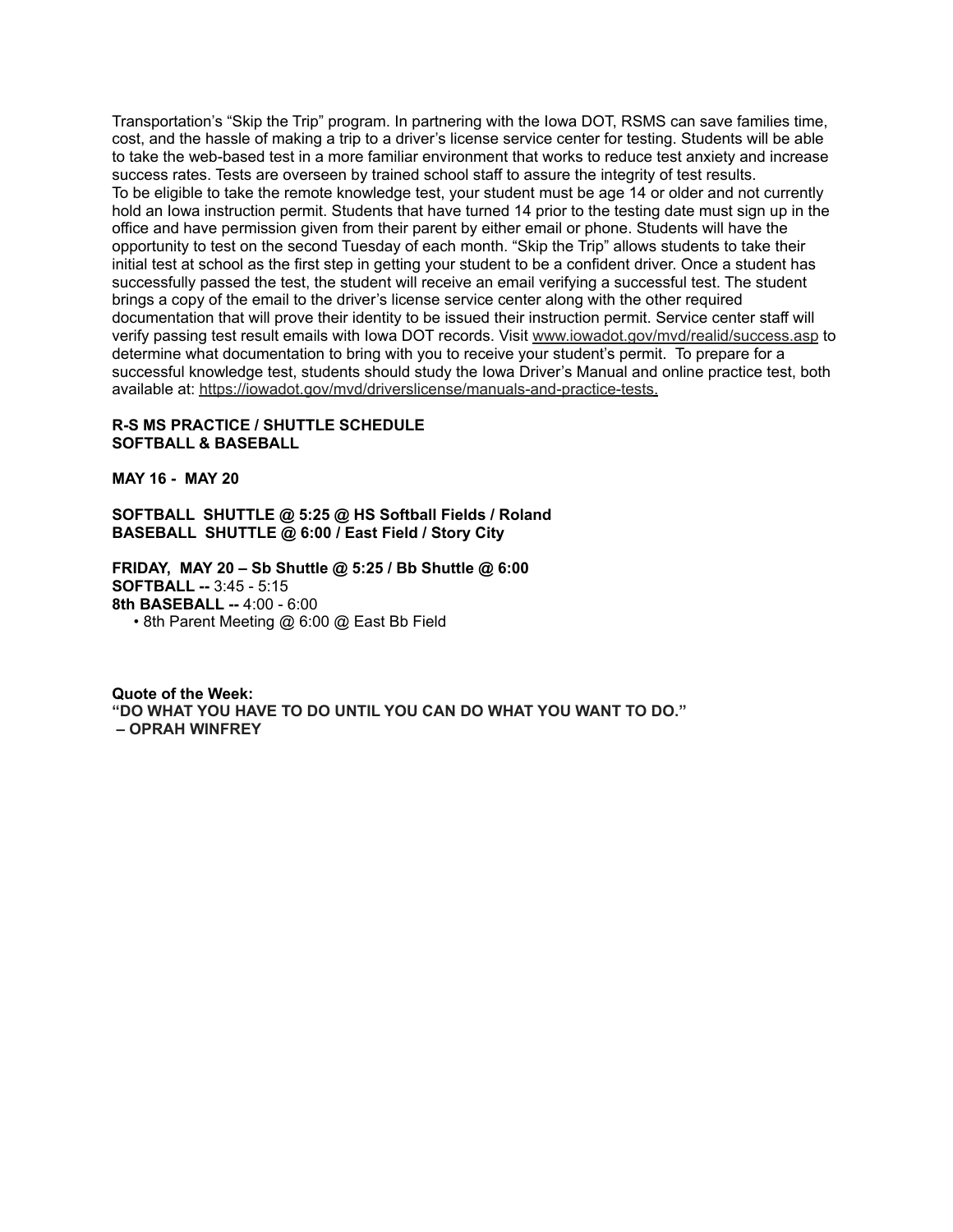Transportation's "Skip the Trip" program. In partnering with the Iowa DOT, RSMS can save families time, cost, and the hassle of making a trip to a driver's license service center for testing. Students will be able to take the web-based test in a more familiar environment that works to reduce test anxiety and increase success rates. Tests are overseen by trained school staff to assure the integrity of test results.
To be eligible to take the remote knowledge test, your student must be age 14 or older and not currently hold an Iowa instruction permit. Students that have turned 14 prior to the testing date must sign up in the office and have permission given from their parent by either email or phone. Students will have the opportunity to test on the second Tuesday of each month. "Skip the Trip" allows students to take their initial test at school as the first step in getting your student to be a confident driver. Once a student has successfully passed the test, the student will receive an email verifying a successful test. The student brings a copy of the email to the driver's license service center along with the other required documentation that will prove their identity to be issued their instruction permit. Service center staff will verify passing test result emails with Iowa DOT records. Visit www.iowadot.gov/mvd/realid/success.asp to determine what documentation to bring with you to receive your student's permit. To prepare for a successful knowledge test, students should study the Iowa Driver's Manual and online practice test, both available at: https://iowadot.gov/mvd/driverslicense/manuals-and-practice-tests.

**R-S MS PRACTICE / SHUTTLE SCHEDULE**
**SOFTBALL & BASEBALL**

**MAY 16 - MAY 20**

**SOFTBALL SHUTTLE @ 5:25 @ HS Softball Fields / Roland**
**BASEBALL SHUTTLE @ 6:00 / East Field / Story City**

**FRIDAY, MAY 20 – Sb Shuttle @ 5:25 / Bb Shuttle @ 6:00**
**SOFTBALL --** 3:45 - 5:15
**8th BASEBALL --** 4:00 - 6:00
- 8th Parent Meeting @ 6:00 @ East Bb Field

**Quote of the Week:**
**"DO WHAT YOU HAVE TO DO UNTIL YOU CAN DO WHAT YOU WANT TO DO."**
**– OPRAH WINFREY**